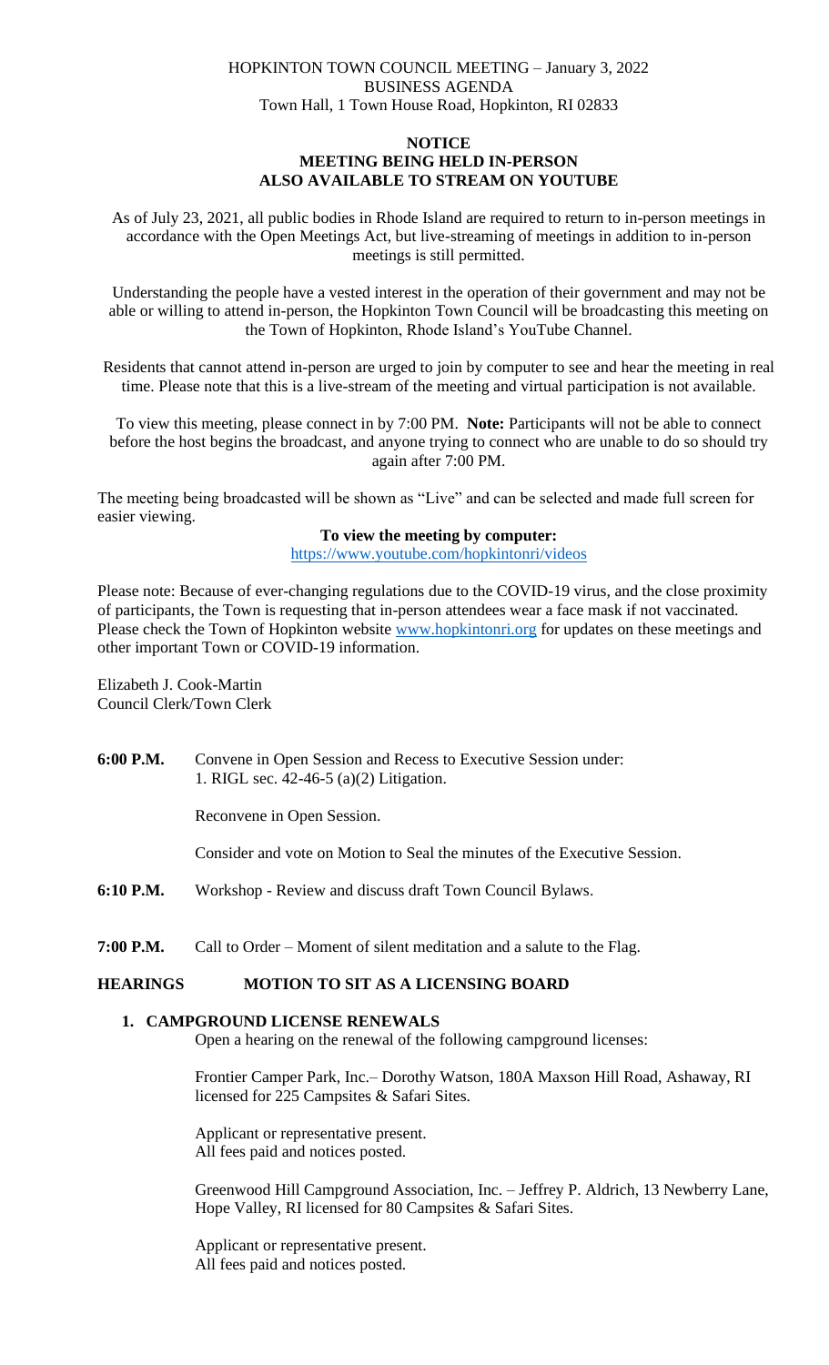HOPKINTON TOWN COUNCIL MEETING – January 3, 2022
BUSINESS AGENDA
Town Hall, 1 Town House Road, Hopkinton, RI 02833

**NOTICE**
**MEETING BEING HELD IN-PERSON**
**ALSO AVAILABLE TO STREAM ON YOUTUBE**

As of July 23, 2021, all public bodies in Rhode Island are required to return to in-person meetings in accordance with the Open Meetings Act, but live-streaming of meetings in addition to in-person meetings is still permitted.

Understanding the people have a vested interest in the operation of their government and may not be able or willing to attend in-person, the Hopkinton Town Council will be broadcasting this meeting on the Town of Hopkinton, Rhode Island's YouTube Channel.

Residents that cannot attend in-person are urged to join by computer to see and hear the meeting in real time. Please note that this is a live-stream of the meeting and virtual participation is not available.

To view this meeting, please connect in by 7:00 PM. **Note:** Participants will not be able to connect before the host begins the broadcast, and anyone trying to connect who are unable to do so should try again after 7:00 PM.

The meeting being broadcasted will be shown as "Live" and can be selected and made full screen for easier viewing.

**To view the meeting by computer:**
https://www.youtube.com/hopkintonri/videos

Please note: Because of ever-changing regulations due to the COVID-19 virus, and the close proximity of participants, the Town is requesting that in-person attendees wear a face mask if not vaccinated. Please check the Town of Hopkinton website www.hopkintonri.org for updates on these meetings and other important Town or COVID-19 information.

Elizabeth J. Cook-Martin
Council Clerk/Town Clerk

**6:00 P.M.** Convene in Open Session and Recess to Executive Session under:
1. RIGL sec. 42-46-5 (a)(2) Litigation.

Reconvene in Open Session.

Consider and vote on Motion to Seal the minutes of the Executive Session.

**6:10 P.M.** Workshop - Review and discuss draft Town Council Bylaws.

**7:00 P.M.** Call to Order – Moment of silent meditation and a salute to the Flag.

## HEARINGS MOTION TO SIT AS A LICENSING BOARD

### 1. CAMPGROUND LICENSE RENEWALS

Open a hearing on the renewal of the following campground licenses:

Frontier Camper Park, Inc.– Dorothy Watson, 180A Maxson Hill Road, Ashaway, RI licensed for 225 Campsites & Safari Sites.

Applicant or representative present.
All fees paid and notices posted.

Greenwood Hill Campground Association, Inc. – Jeffrey P. Aldrich, 13 Newberry Lane, Hope Valley, RI licensed for 80 Campsites & Safari Sites.

Applicant or representative present.
All fees paid and notices posted.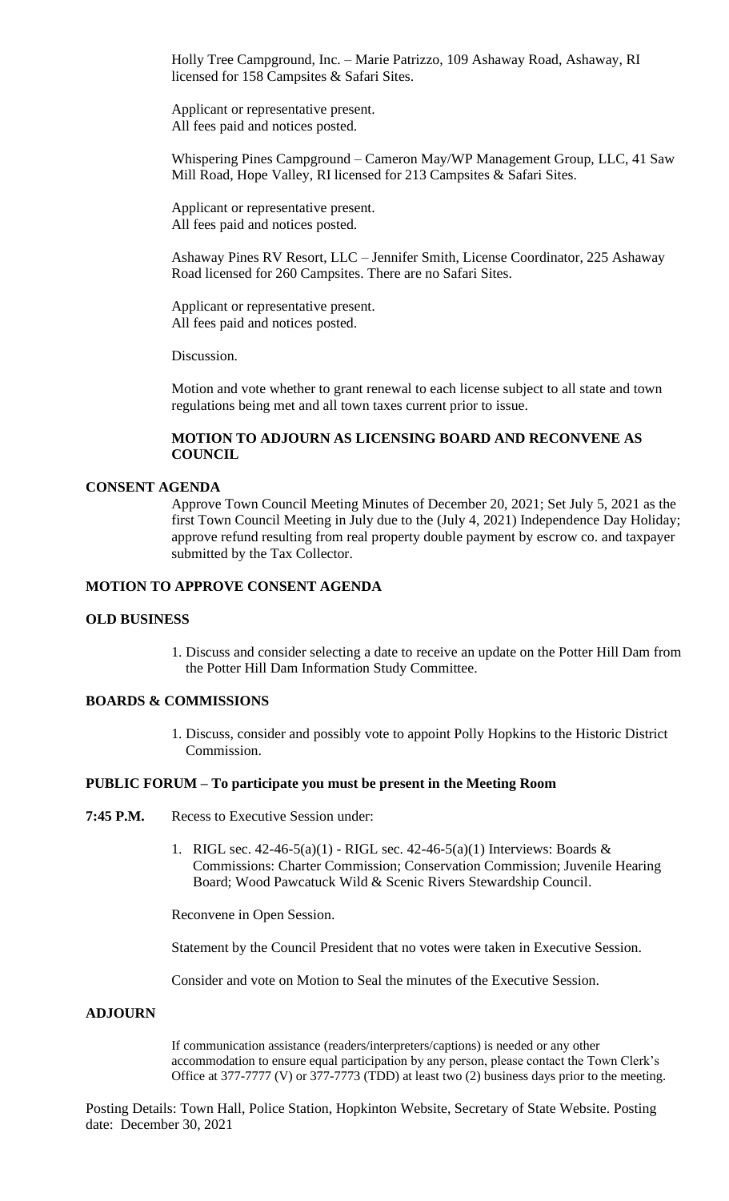Holly Tree Campground, Inc. – Marie Patrizzo, 109 Ashaway Road, Ashaway, RI licensed for 158 Campsites & Safari Sites.

Applicant or representative present.
All fees paid and notices posted.

Whispering Pines Campground – Cameron May/WP Management Group, LLC, 41 Saw Mill Road, Hope Valley, RI licensed for 213 Campsites & Safari Sites.

Applicant or representative present.
All fees paid and notices posted.

Ashaway Pines RV Resort, LLC – Jennifer Smith, License Coordinator, 225 Ashaway Road licensed for 260 Campsites. There are no Safari Sites.

Applicant or representative present.
All fees paid and notices posted.

Discussion.

Motion and vote whether to grant renewal to each license subject to all state and town regulations being met and all town taxes current prior to issue.

**MOTION TO ADJOURN AS LICENSING BOARD AND RECONVENE AS COUNCIL**

**CONSENT AGENDA**

Approve Town Council Meeting Minutes of December 20, 2021; Set July 5, 2021 as the first Town Council Meeting in July due to the (July 4, 2021) Independence Day Holiday; approve refund resulting from real property double payment by escrow co. and taxpayer submitted by the Tax Collector.

**MOTION TO APPROVE CONSENT AGENDA**

**OLD BUSINESS**

1. Discuss and consider selecting a date to receive an update on the Potter Hill Dam from the Potter Hill Dam Information Study Committee.

**BOARDS & COMMISSIONS**

1. Discuss, consider and possibly vote to appoint Polly Hopkins to the Historic District Commission.

**PUBLIC FORUM – To participate you must be present in the Meeting Room**

**7:45 P.M.** Recess to Executive Session under:

1. RIGL sec. 42-46-5(a)(1) - RIGL sec. 42-46-5(a)(1) Interviews: Boards & Commissions: Charter Commission; Conservation Commission; Juvenile Hearing Board; Wood Pawcatuck Wild & Scenic Rivers Stewardship Council.

Reconvene in Open Session.

Statement by the Council President that no votes were taken in Executive Session.

Consider and vote on Motion to Seal the minutes of the Executive Session.

**ADJOURN**

If communication assistance (readers/interpreters/captions) is needed or any other accommodation to ensure equal participation by any person, please contact the Town Clerk's Office at 377-7777 (V) or 377-7773 (TDD) at least two (2) business days prior to the meeting.

Posting Details: Town Hall, Police Station, Hopkinton Website, Secretary of State Website. Posting date: December 30, 2021